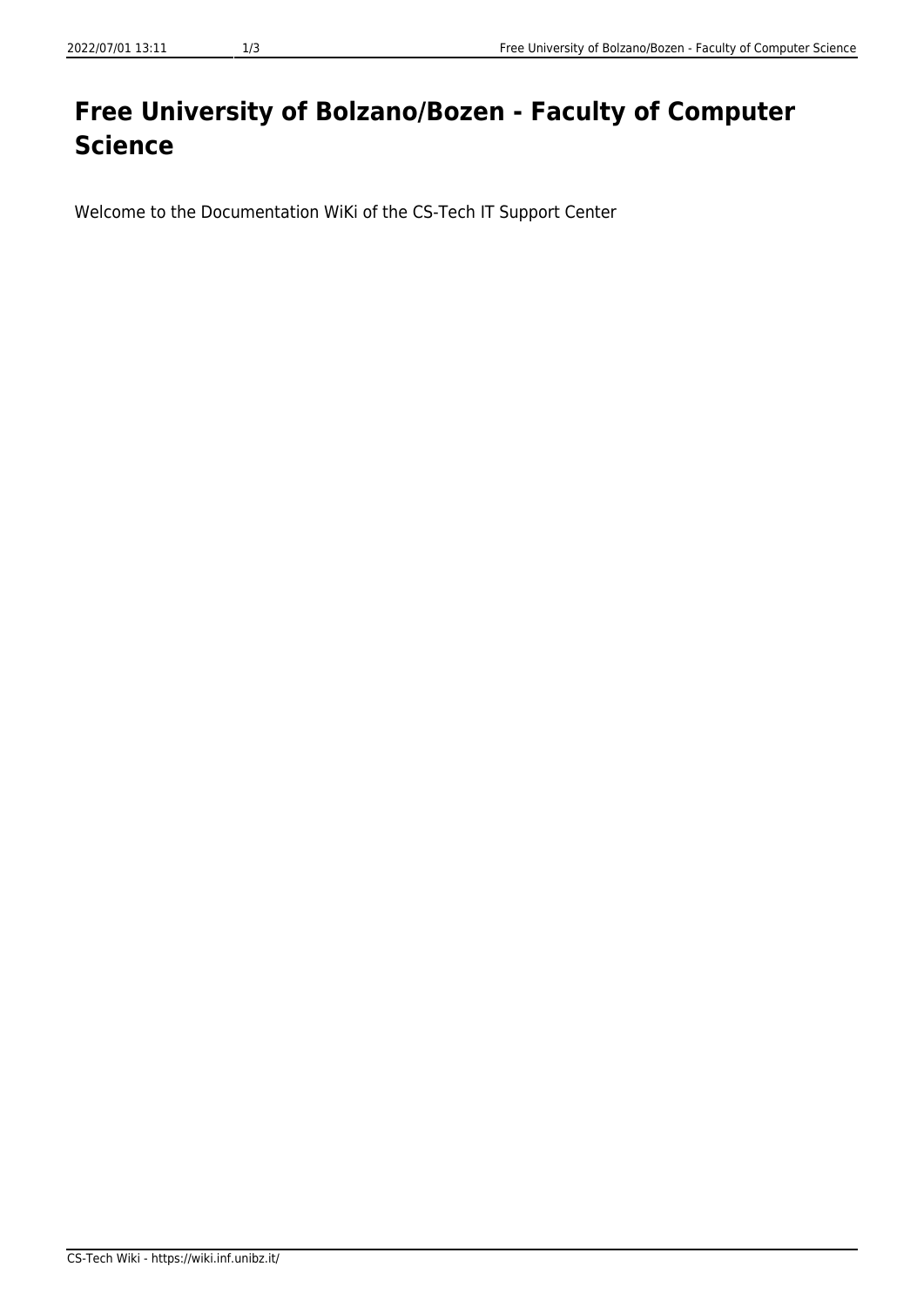# Free University of Bolzano/Bozen - Faculty of Computer Science

Welcome to the Documentation WiKi of the CS-Tech IT Support Center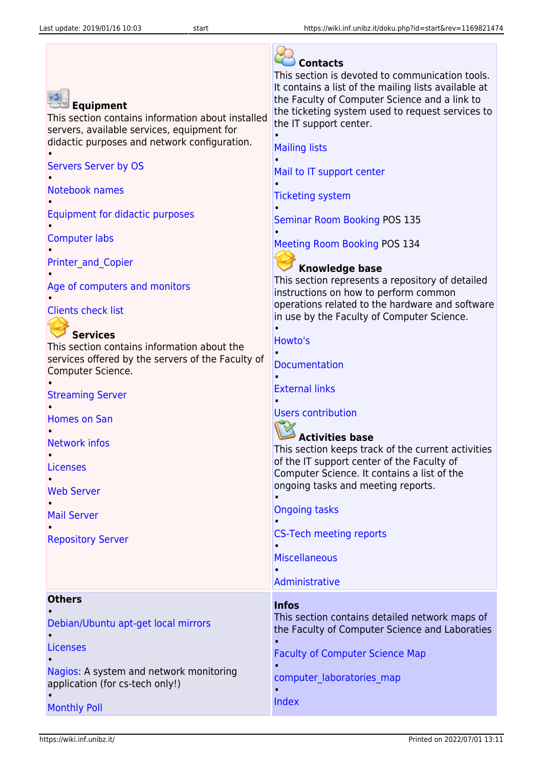### Equipment

This section contains information about installed servers, available services, equipment for didactic purposes and network configuration.

- Servers Server by OS
- Notebook names
- Equipment for didactic purposes
- Computer labs
- Printer_and_Copier
- Age of computers and monitors
- Clients check list

### Services

This section contains information about the services offered by the servers of the Faculty of Computer Science.

- Streaming Server
- Homes on San
- Network infos
- Licenses
- Web Server
- Mail Server
- Repository Server

### Contacts

This section is devoted to communication tools. It contains a list of the mailing lists available at the Faculty of Computer Science and a link to the ticketing system used to request services to the IT support center.

- Mailing lists
- Mail to IT support center
- Ticketing system
- Seminar Room Booking POS 135
- Meeting Room Booking POS 134

### Knowledge base

This section represents a repository of detailed instructions on how to perform common operations related to the hardware and software in use by the Faculty of Computer Science.

- Howto's
- Documentation
- External links
- Users contribution

### Activities base

This section keeps track of the current activities of the IT support center of the Faculty of Computer Science. It contains a list of the ongoing tasks and meeting reports.

- Ongoing tasks
- CS-Tech meeting reports
- Miscellaneous
- Administrative

### Others

- Debian/Ubuntu apt-get local mirrors
- Licenses
- Nagios: A system and network monitoring application (for cs-tech only!)
- Monthly Poll

### Infos

This section contains detailed network maps of the Faculty of Computer Science and Laboraties

- Faculty of Computer Science Map
- computer_laboratories_map
- Index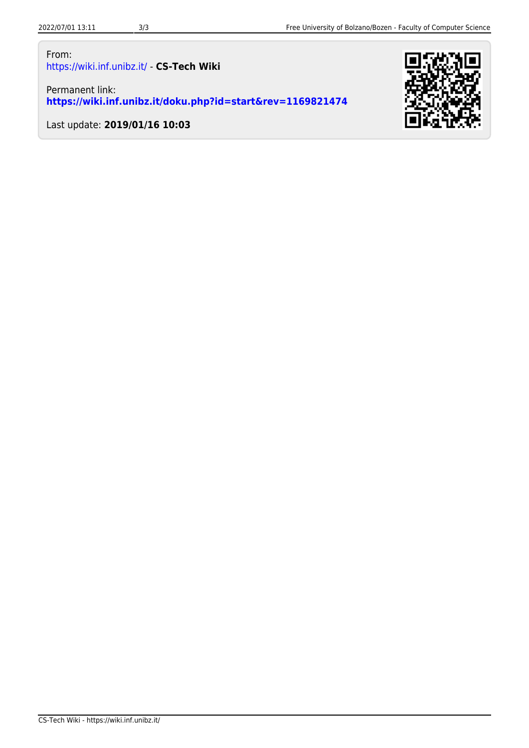From:
https://wiki.inf.unibz.it/ - **CS-Tech Wiki**

Permanent link:
**https://wiki.inf.unibz.it/doku.php?id=start&rev=1169821474**

Last update: **2019/01/16 10:03**